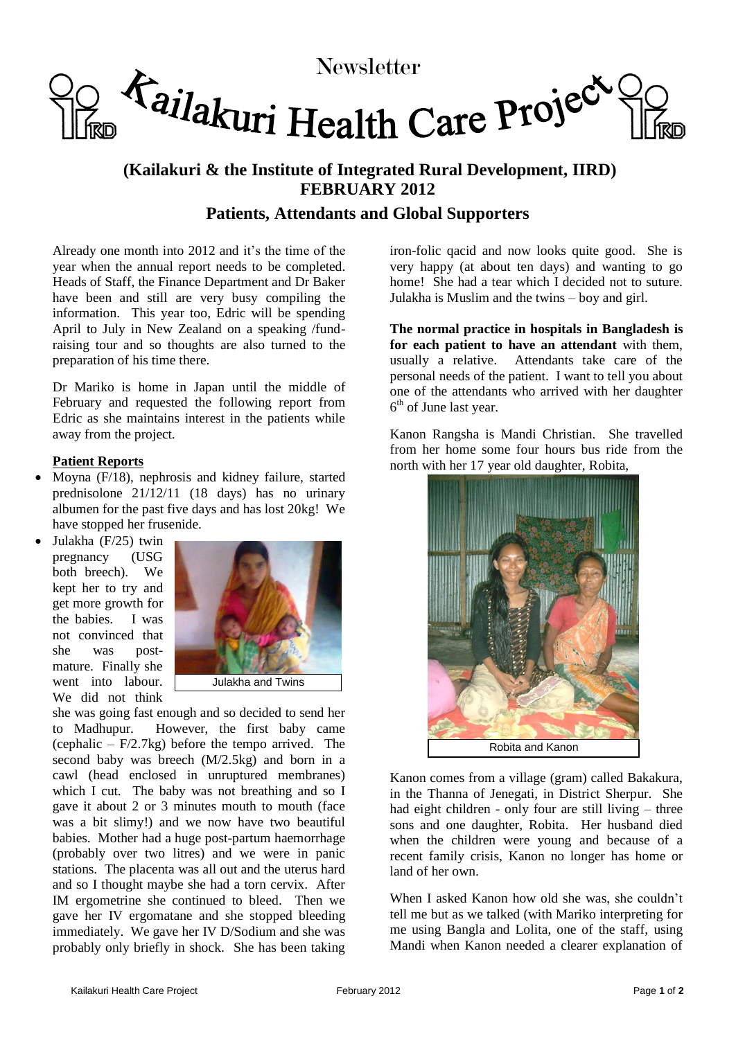# Newsletter

# Kailakuri Health Care Project

## (Kailakuri & the Institute of Integrated Rural Development, IIRD)

## FEBRUARY 2012

## Patients, Attendants and Global Supporters

Already one month into 2012 and it's the time of the year when the annual report needs to be completed. Heads of Staff, the Finance Department and Dr Baker have been and still are very busy compiling the information. This year too, Edric will be spending April to July in New Zealand on a speaking /fund-raising tour and so thoughts are also turned to the preparation of his time there.

Dr Mariko is home in Japan until the middle of February and requested the following report from Edric as she maintains interest in the patients while away from the project.

**Patient Reports**

- Moyna (F/18), nephrosis and kidney failure, started prednisolone 21/12/11 (18 days) has no urinary albumen for the past five days and has lost 20kg! We have stopped her frusenide.
- Julakha (F/25) twin pregnancy (USG both breech). We kept her to try and get more growth for the babies. I was not convinced that she was post-mature. Finally she went into labour. We did not think she was going fast enough and so decided to send her to Madhupur. However, the first baby came (cephalic – F/2.7kg) before the tempo arrived. The second baby was breech (M/2.5kg) and born in a cawl (head enclosed in unruptured membranes) which I cut. The baby was not breathing and so I gave it about 2 or 3 minutes mouth to mouth (face was a bit slimy!) and we now have two beautiful babies. Mother had a huge post-partum haemorrhage (probably over two litres) and we were in panic stations. The placenta was all out and the uterus hard and so I thought maybe she had a torn cervix. After IM ergometrine she continued to bleed. Then we gave her IV ergomatane and she stopped bleeding immediately. We gave her IV D/Sodium and she was probably only briefly in shock. She has been taking iron-folic qacid and now looks quite good. She is very happy (at about ten days) and wanting to go home! She had a tear which I decided not to suture. Julakha is Muslim and the twins – boy and girl.

Julakha and Twins

**The normal practice in hospitals in Bangladesh is for each patient to have an attendant** with them, usually a relative. Attendants take care of the personal needs of the patient. I want to tell you about one of the attendants who arrived with her daughter 6th of June last year.

Kanon Rangsha is Mandi Christian. She travelled from her home some four hours bus ride from the north with her 17 year old daughter, Robita,

Robita and Kanon

Kanon comes from a village (gram) called Bakakura, in the Thanna of Jenegati, in District Sherpur. She had eight children - only four are still living – three sons and one daughter, Robita. Her husband died when the children were young and because of a recent family crisis, Kanon no longer has home or land of her own.

When I asked Kanon how old she was, she couldn't tell me but as we talked (with Mariko interpreting for me using Bangla and Lolita, one of the staff, using Mandi when Kanon needed a clearer explanation of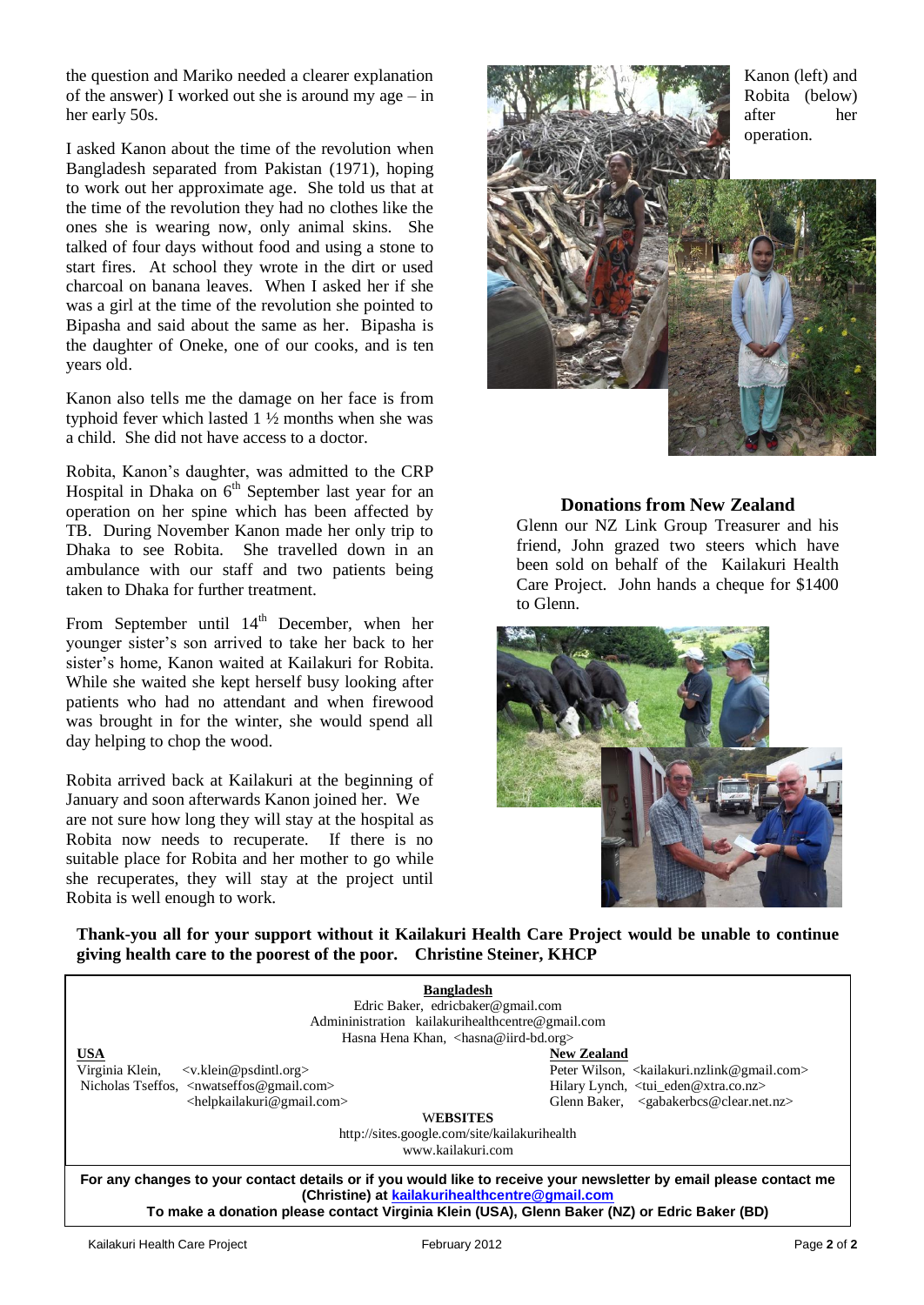the question and Mariko needed a clearer explanation of the answer) I worked out she is around my age – in her early 50s.

I asked Kanon about the time of the revolution when Bangladesh separated from Pakistan (1971), hoping to work out her approximate age. She told us that at the time of the revolution they had no clothes like the ones she is wearing now, only animal skins. She talked of four days without food and using a stone to start fires. At school they wrote in the dirt or used charcoal on banana leaves. When I asked her if she was a girl at the time of the revolution she pointed to Bipasha and said about the same as her. Bipasha is the daughter of Oneke, one of our cooks, and is ten years old.

Kanon also tells me the damage on her face is from typhoid fever which lasted 1 ½ months when she was a child. She did not have access to a doctor.

Robita, Kanon's daughter, was admitted to the CRP Hospital in Dhaka on 6th September last year for an operation on her spine which has been affected by TB. During November Kanon made her only trip to Dhaka to see Robita. She travelled down in an ambulance with our staff and two patients being taken to Dhaka for further treatment.

From September until 14th December, when her younger sister's son arrived to take her back to her sister's home, Kanon waited at Kailakuri for Robita. While she waited she kept herself busy looking after patients who had no attendant and when firewood was brought in for the winter, she would spend all day helping to chop the wood.

Robita arrived back at Kailakuri at the beginning of January and soon afterwards Kanon joined her. We are not sure how long they will stay at the hospital as Robita now needs to recuperate. If there is no suitable place for Robita and her mother to go while she recuperates, they will stay at the project until Robita is well enough to work.

Kanon (left) and Robita (below) after her operation.

## Donations from New Zealand

Glenn our NZ Link Group Treasurer and his friend, John grazed two steers which have been sold on behalf of the Kailakuri Health Care Project. John hands a cheque for $1400 to Glenn.

**Thank-you all for your support without it Kailakuri Health Care Project would be unable to continue giving health care to the poorest of the poor. Christine Steiner, KHCP**

**Bangladesh**
Edric Baker, edricbaker@gmail.com
Admininistration kailakurihealthcentre@gmail.com
Hasna Hena Khan, <hasna@iird-bd.org>

**USA**
Virginia Klein, <v.klein@psdintl.org>
Nicholas Tseffos, <nwatseffos@gmail.com>
<helpkailakuri@gmail.com>

**New Zealand**
Peter Wilson, <kailakuri.nzlink@gmail.com>
Hilary Lynch, <tui_eden@xtra.co.nz>
Glenn Baker, <gabakerbcs@clear.net.nz>

**WEBSITES**
http://sites.google.com/site/kailakurihealth
www.kailakuri.com

**For any changes to your contact details or if you would like to receive your newsletter by email please contact me (Christine) at kailakurihealthcentre@gmail.com**
**To make a donation please contact Virginia Klein (USA), Glenn Baker (NZ) or Edric Baker (BD)**